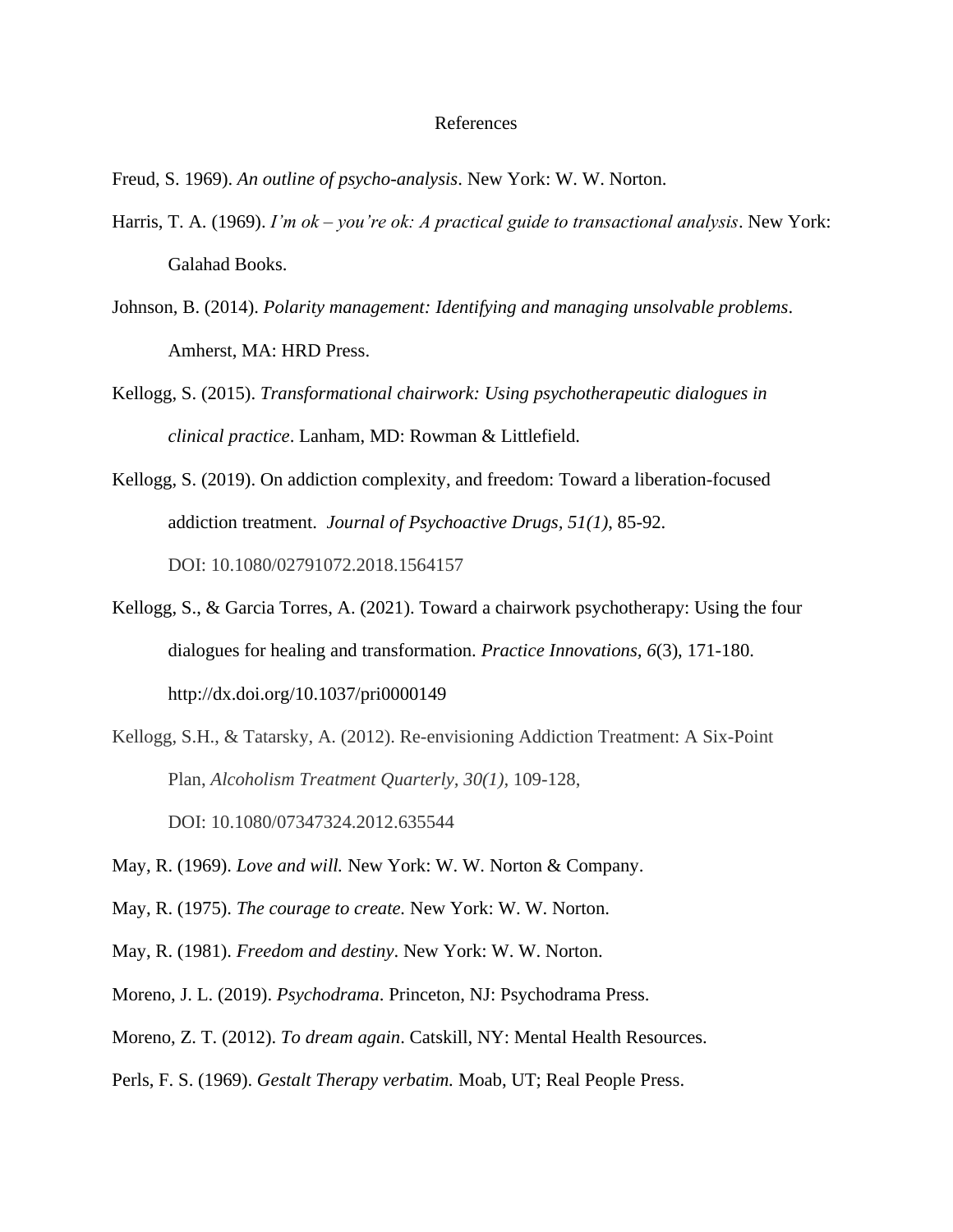# References

Freud, S. 1969). *An outline of psycho-analysis*. New York: W. W. Norton.

Harris, T. A. (1969). *I'm ok – you're ok: A practical guide to transactional analysis*. New York: Galahad Books.

Johnson, B. (2014). *Polarity management: Identifying and managing unsolvable problems*. Amherst, MA: HRD Press.

Kellogg, S. (2015). *Transformational chairwork: Using psychotherapeutic dialogues in clinical practice*. Lanham, MD: Rowman & Littlefield.

Kellogg, S. (2019). On addiction complexity, and freedom: Toward a liberation-focused addiction treatment. *Journal of Psychoactive Drugs*, *51(1)*, 85-92. DOI: 10.1080/02791072.2018.1564157

Kellogg, S., & Garcia Torres, A. (2021). Toward a chairwork psychotherapy: Using the four dialogues for healing and transformation. *Practice Innovations, 6*(3), 171-180. http://dx.doi.org/10.1037/pri0000149

Kellogg, S.H., & Tatarsky, A. (2012). Re-envisioning Addiction Treatment: A Six-Point Plan, *Alcoholism Treatment Quarterly, 30(1),* 109-128, DOI: 10.1080/07347324.2012.635544

May, R. (1969). *Love and will.* New York: W. W. Norton & Company.

May, R. (1975). *The courage to create.* New York: W. W. Norton.

May, R. (1981). *Freedom and destiny*. New York: W. W. Norton.

Moreno, J. L. (2019). *Psychodrama*. Princeton, NJ: Psychodrama Press.

Moreno, Z. T. (2012). *To dream again*. Catskill, NY: Mental Health Resources.

Perls, F. S. (1969). *Gestalt Therapy verbatim.* Moab, UT; Real People Press.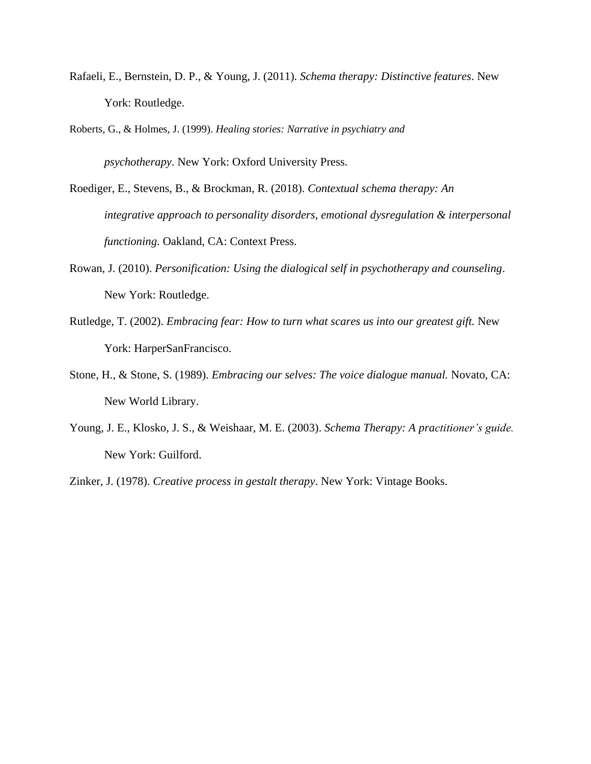Rafaeli, E., Bernstein, D. P., & Young, J. (2011). *Schema therapy: Distinctive features*. New York: Routledge.

Roberts, G., & Holmes, J. (1999). *Healing stories: Narrative in psychiatry and psychotherapy*. New York: Oxford University Press.

Roediger, E., Stevens, B., & Brockman, R. (2018). *Contextual schema therapy: An integrative approach to personality disorders, emotional dysregulation & interpersonal functioning*. Oakland, CA: Context Press.

Rowan, J. (2010). *Personification: Using the dialogical self in psychotherapy and counseling*. New York: Routledge.

Rutledge, T. (2002). *Embracing fear: How to turn what scares us into our greatest gift.* New York: HarperSanFrancisco.

Stone, H., & Stone, S. (1989). *Embracing our selves: The voice dialogue manual.* Novato, CA: New World Library.

Young, J. E., Klosko, J. S., & Weishaar, M. E. (2003). *Schema Therapy: A practitioner's guide.* New York: Guilford.

Zinker, J. (1978). *Creative process in gestalt therapy*. New York: Vintage Books.